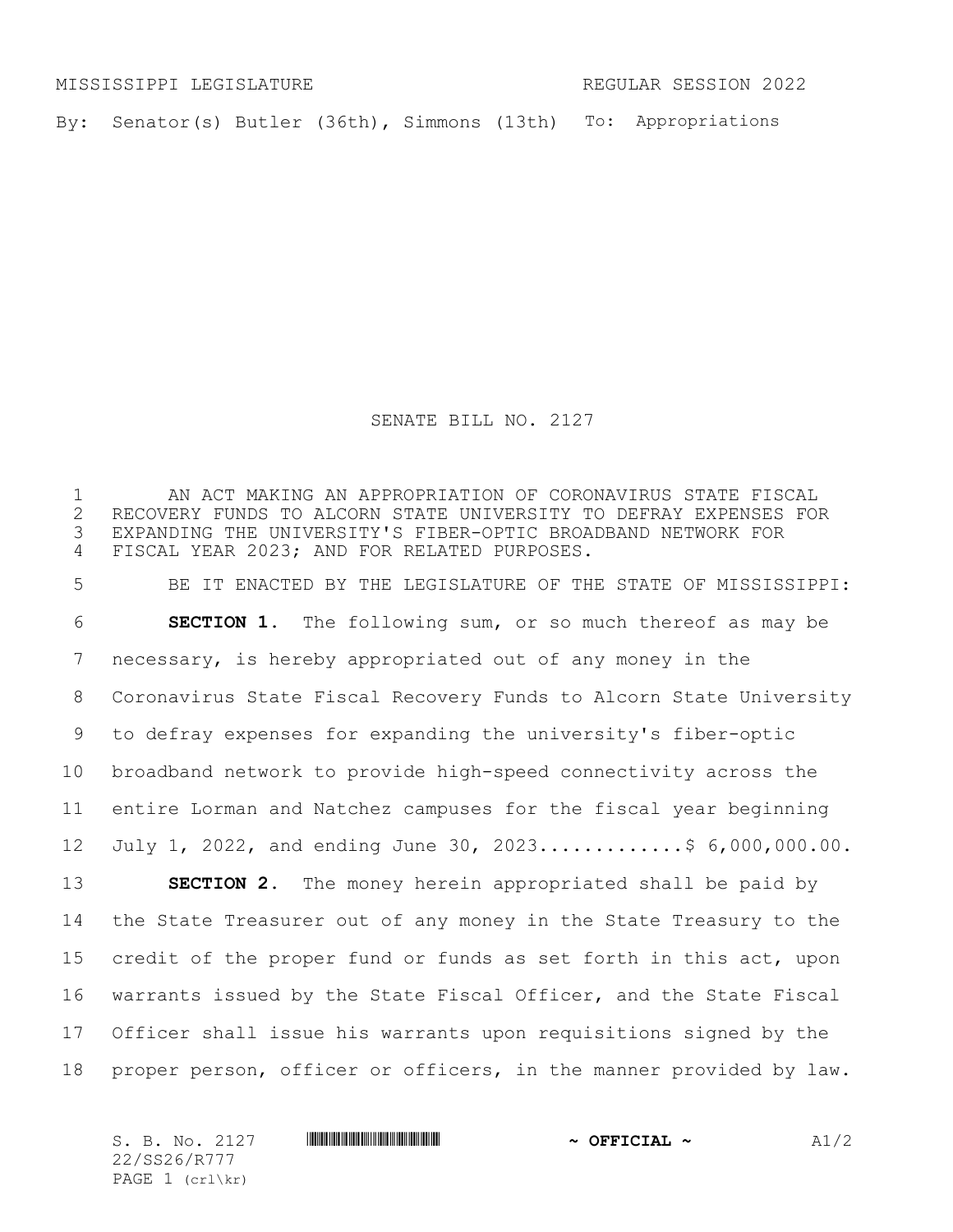MISSISSIPPI LEGISLATURE REGULAR SESSION 2022

By: Senator(s) Butler (36th), Simmons (13th) To: Appropriations

# SENATE BILL NO. 2127

AN ACT MAKING AN APPROPRIATION OF CORONAVIRUS STATE FISCAL RECOVERY FUNDS TO ALCORN STATE UNIVERSITY TO DEFRAY EXPENSES FOR EXPANDING THE UNIVERSITY'S FIBER-OPTIC BROADBAND NETWORK FOR FISCAL YEAR 2023; AND FOR RELATED PURPOSES.

BE IT ENACTED BY THE LEGISLATURE OF THE STATE OF MISSISSIPPI:

**SECTION 1.** The following sum, or so much thereof as may be necessary, is hereby appropriated out of any money in the Coronavirus State Fiscal Recovery Funds to Alcorn State University to defray expenses for expanding the university's fiber-optic broadband network to provide high-speed connectivity across the entire Lorman and Natchez campuses for the fiscal year beginning July 1, 2022, and ending June 30, 2023.............$ 6,000,000.00.

**SECTION 2.** The money herein appropriated shall be paid by the State Treasurer out of any money in the State Treasury to the credit of the proper fund or funds as set forth in this act, upon warrants issued by the State Fiscal Officer, and the State Fiscal Officer shall issue his warrants upon requisitions signed by the proper person, officer or officers, in the manner provided by law.

S. B. No. 2127 ~ OFFICIAL ~ A1/2
22/SS26/R777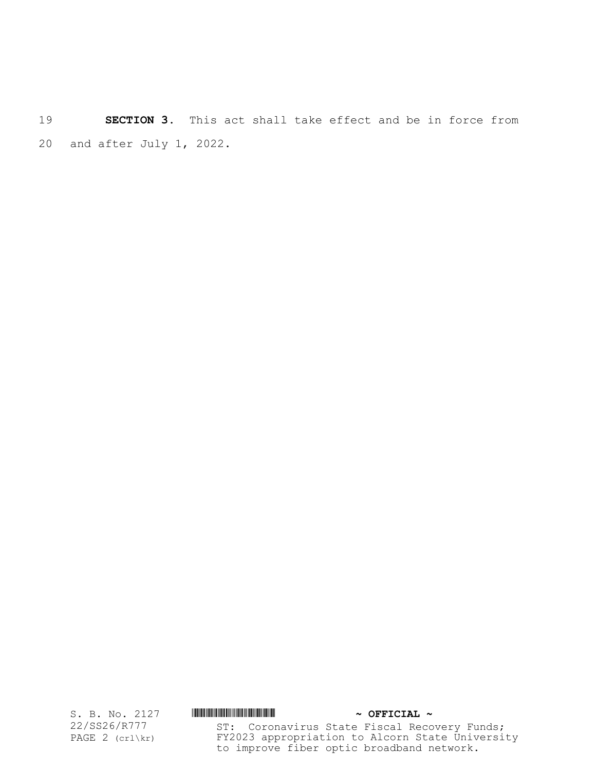**SECTION 3.** This act shall take effect and be in force from and after July 1, 2022.